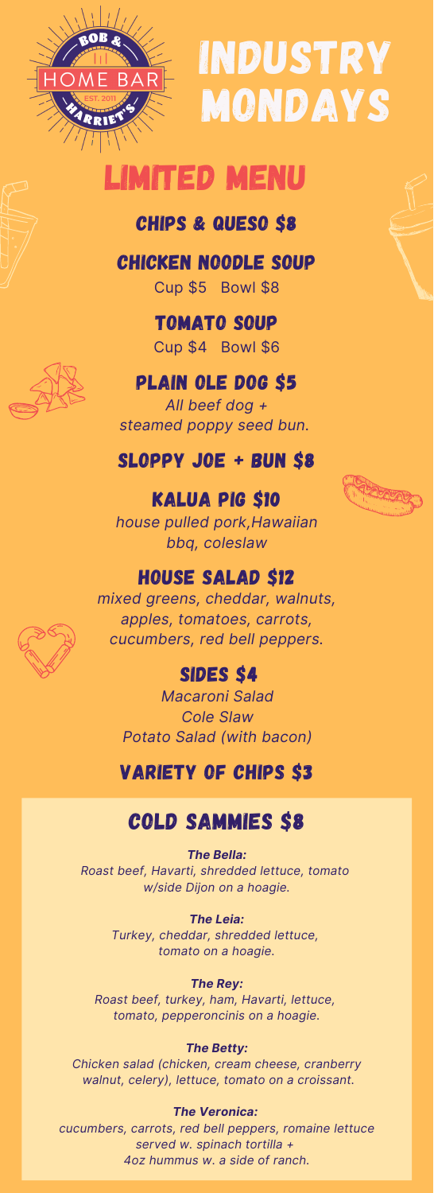# INDUSTRY MONDAYS

## LIMITED MENU

### CHIPS & QUESO $8

### CHICKEN NOODLE SOUP

Cup $5 Bowl $8

### TOMATO SOUP

Cup $4 Bowl $6

### PLAIN OLE DOG $5

*All beef dog + steamed poppy seed bun.*

### SLOPPY JOE + BUN $8

### KALUA PIG $10

*house pulled pork,Hawaiian bbq, coleslaw*

### HOUSE SALAD $12

*mixed greens, cheddar, walnuts, apples, tomatoes, carrots, cucumbers, red bell peppers.*

### SIDES $4

*Macaroni Salad*
*Cole Slaw*
*Potato Salad (with bacon)*

### VARIETY OF CHIPS $3

## COLD SAMMIES $8

***The Bella:***
*Roast beef, Havarti, shredded lettuce, tomato w/side Dijon on a hoagie.*

***The Leia:***
*Turkey, cheddar, shredded lettuce, tomato on a hoagie.*

***The Rey:***
*Roast beef, turkey, ham, Havarti, lettuce, tomato, pepperoncinis on a hoagie.*

***The Betty:***
*Chicken salad (chicken, cream cheese, cranberry walnut, celery), lettuce, tomato on a croissant.*

***The Veronica:***
*cucumbers, carrots, red bell peppers, romaine lettuce served w. spinach tortilla + 4oz hummus w. a side of ranch.*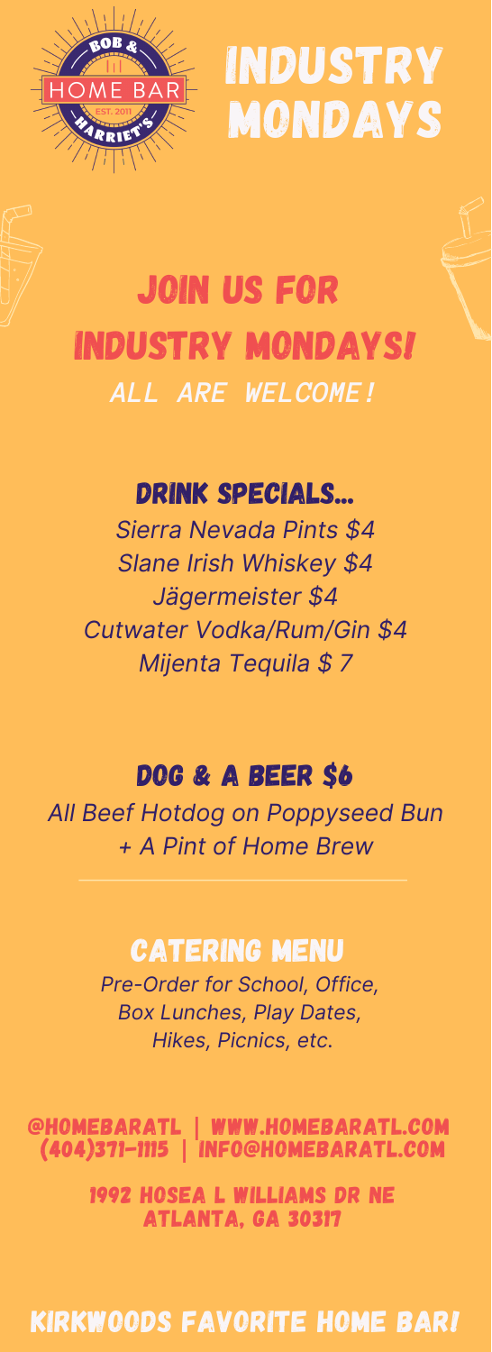BOB & HARRIET'S HOME BAR EST. 2011

# INDUSTRY MONDAYS

## JOIN US FOR INDUSTRY MONDAYS!

*ALL ARE WELCOME!*

### DRINK SPECIALS...

*Sierra Nevada Pints $4*
*Slane Irish Whiskey $4*
*Jägermeister $4*
*Cutwater Vodka/Rum/Gin $4*
*Mijenta Tequila $ 7*

### DOG & A BEER $6

*All Beef Hotdog on Poppyseed Bun*
*+ A Pint of Home Brew*

---

### CATERING MENU

*Pre-Order for School, Office, Box Lunches, Play Dates, Hikes, Picnics, etc.*

@HOMEBARATL | WWW.HOMEBARATL.COM
(404)371-1115 | INFO@HOMEBARATL.COM

1992 HOSEA L WILLIAMS DR NE
ATLANTA, GA 30317

## KIRKWOODS FAVORITE HOME BAR!